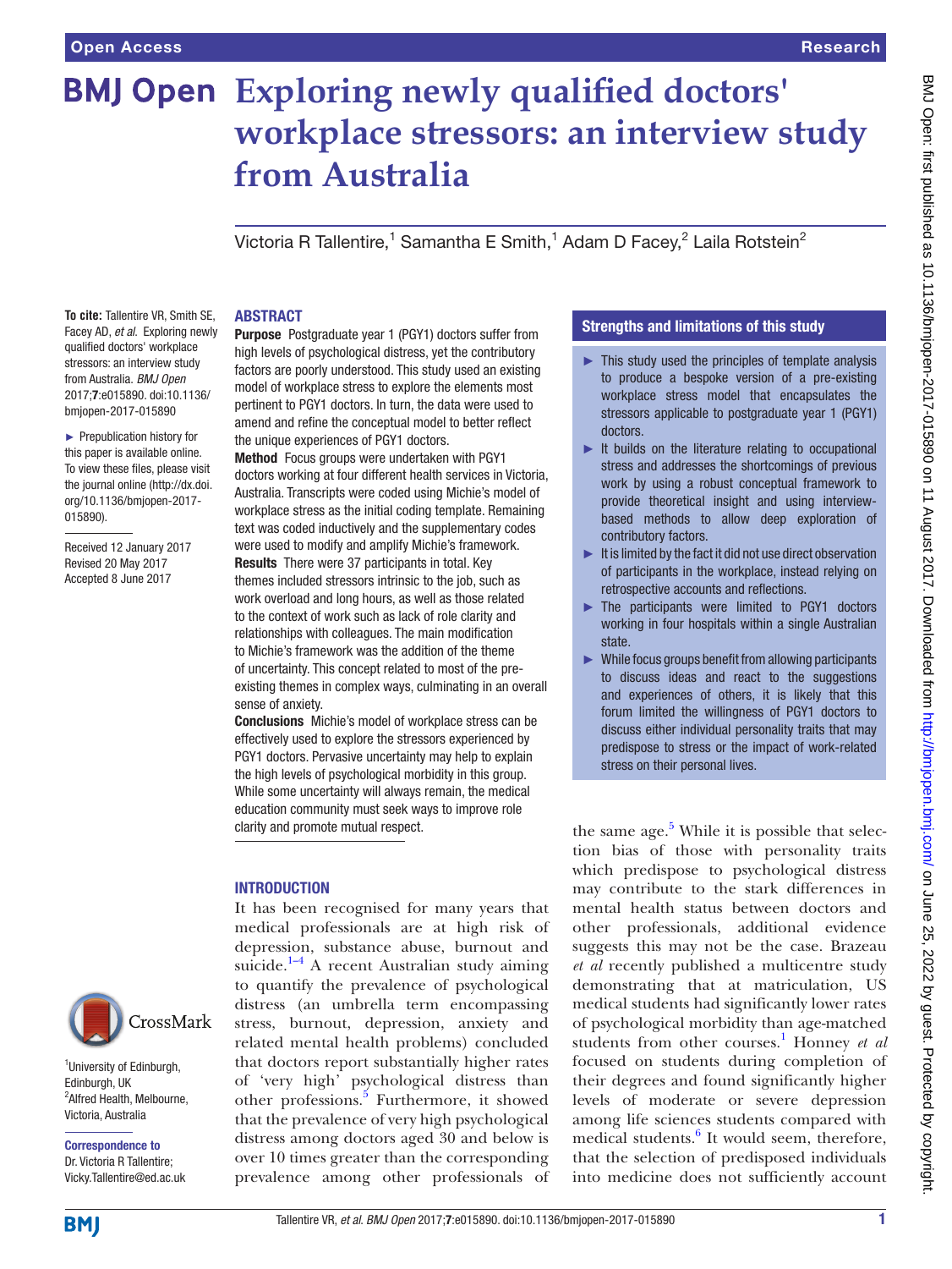# Exploring newly qualified doctors' workplace stressors: an interview study from Australia

Victoria R Tallentire,[1] Samantha E Smith,[1] Adam D Facey,[2] Laila Rotstein[2]

**To cite:** Tallentire VR, Smith SE, Facey AD, *et al*. Exploring newly qualified doctors' workplace stressors: an interview study from Australia. *BMJ Open* 2017;**7**:e015890. doi:10.1136/bmjopen-2017-015890

► Prepublication history for this paper is available online. To view these files, please visit the journal online (http://dx.doi.org/10.1136/bmjopen-2017-015890).

Received 12 January 2017
Revised 20 May 2017
Accepted 8 June 2017

[1]University of Edinburgh, Edinburgh, UK
[2]Alfred Health, Melbourne, Victoria, Australia

**Correspondence to**
Dr. Victoria R Tallentire; Vicky.Tallentire@ed.ac.uk

## ABSTRACT

**Purpose** Postgraduate year 1 (PGY1) doctors suffer from high levels of psychological distress, yet the contributory factors are poorly understood. This study used an existing model of workplace stress to explore the elements most pertinent to PGY1 doctors. In turn, the data were used to amend and refine the conceptual model to better reflect the unique experiences of PGY1 doctors.

**Method** Focus groups were undertaken with PGY1 doctors working at four different health services in Victoria, Australia. Transcripts were coded using Michie's model of workplace stress as the initial coding template. Remaining text was coded inductively and the supplementary codes were used to modify and amplify Michie's framework.

**Results** There were 37 participants in total. Key themes included stressors intrinsic to the job, such as work overload and long hours, as well as those related to the context of work such as lack of role clarity and relationships with colleagues. The main modification to Michie's framework was the addition of the theme of uncertainty. This concept related to most of the pre-existing themes in complex ways, culminating in an overall sense of anxiety.

**Conclusions** Michie's model of workplace stress can be effectively used to explore the stressors experienced by PGY1 doctors. Pervasive uncertainty may help to explain the high levels of psychological morbidity in this group. While some uncertainty will always remain, the medical education community must seek ways to improve role clarity and promote mutual respect.

### Strengths and limitations of this study

- This study used the principles of template analysis to produce a bespoke version of a pre-existing workplace stress model that encapsulates the stressors applicable to postgraduate year 1 (PGY1) doctors.
- It builds on the literature relating to occupational stress and addresses the shortcomings of previous work by using a robust conceptual framework to provide theoretical insight and using interview-based methods to allow deep exploration of contributory factors.
- It is limited by the fact it did not use direct observation of participants in the workplace, instead relying on retrospective accounts and reflections.
- The participants were limited to PGY1 doctors working in four hospitals within a single Australian state.
- While focus groups benefit from allowing participants to discuss ideas and react to the suggestions and experiences of others, it is likely that this forum limited the willingness of PGY1 doctors to discuss either individual personality traits that may predispose to stress or the impact of work-related stress on their personal lives.

## INTRODUCTION

It has been recognised for many years that medical professionals are at high risk of depression, substance abuse, burnout and suicide.[1–4] A recent Australian study aiming to quantify the prevalence of psychological distress (an umbrella term encompassing stress, burnout, depression, anxiety and related mental health problems) concluded that doctors report substantially higher rates of 'very high' psychological distress than other professions.[5] Furthermore, it showed that the prevalence of very high psychological distress among doctors aged 30 and below is over 10 times greater than the corresponding prevalence among other professionals of the same age.[5] While it is possible that selection bias of those with personality traits which predispose to psychological distress may contribute to the stark differences in mental health status between doctors and other professionals, additional evidence suggests this may not be the case. Brazeau *et al* recently published a multicentre study demonstrating that at matriculation, US medical students had significantly lower rates of psychological morbidity than age-matched students from other courses.[1] Honney *et al* focused on students during completion of their degrees and found significantly higher levels of moderate or severe depression among life sciences students compared with medical students.[6] It would seem, therefore, that the selection of predisposed individuals into medicine does not sufficiently account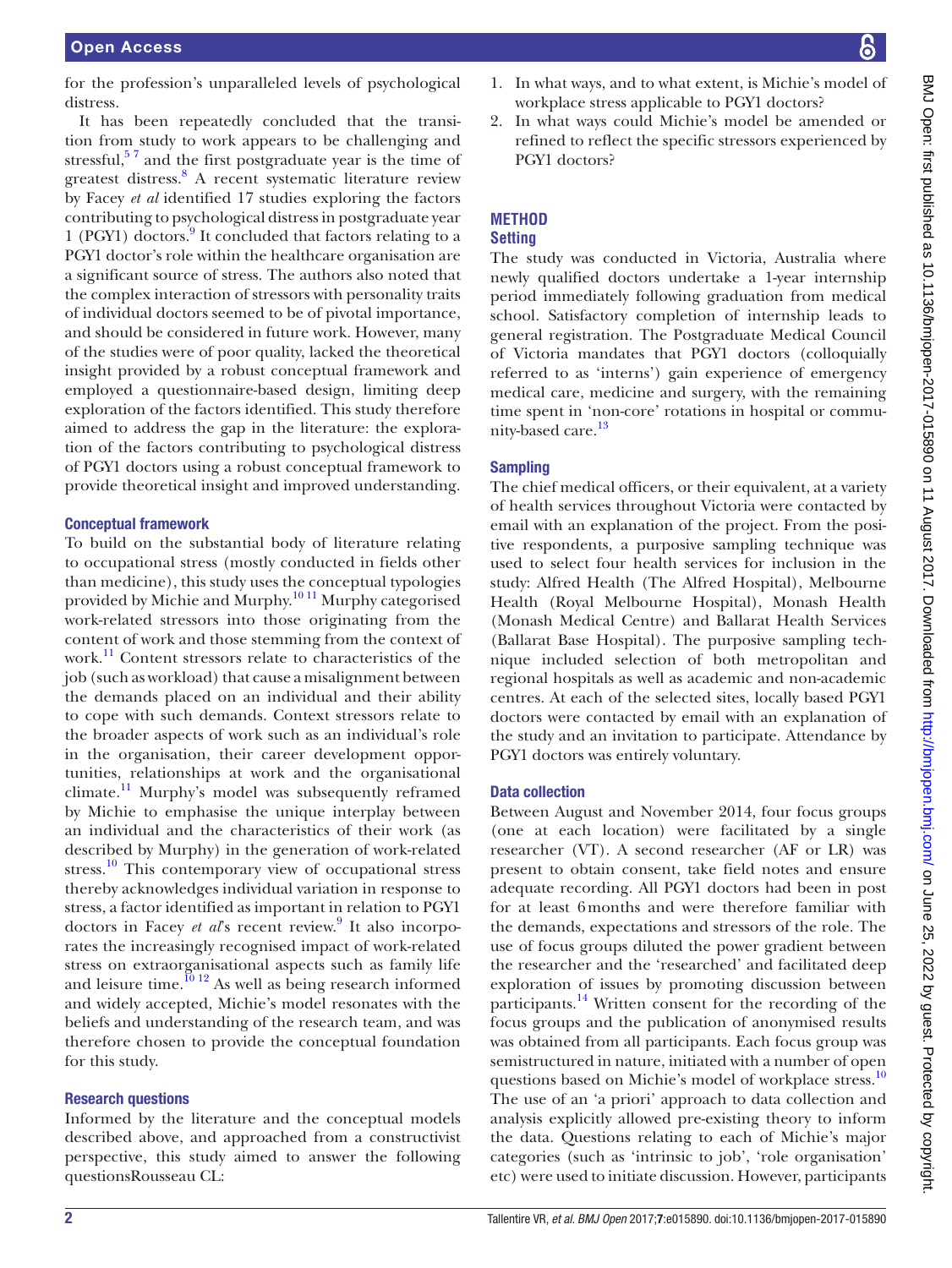for the profession's unparalleled levels of psychological distress.

It has been repeatedly concluded that the transition from study to work appears to be challenging and stressful,[5 7] and the first postgraduate year is the time of greatest distress.[8] A recent systematic literature review by Facey *et al* identified 17 studies exploring the factors contributing to psychological distress in postgraduate year 1 (PGY1) doctors.[9] It concluded that factors relating to a PGY1 doctor's role within the healthcare organisation are a significant source of stress. The authors also noted that the complex interaction of stressors with personality traits of individual doctors seemed to be of pivotal importance, and should be considered in future work. However, many of the studies were of poor quality, lacked the theoretical insight provided by a robust conceptual framework and employed a questionnaire-based design, limiting deep exploration of the factors identified. This study therefore aimed to address the gap in the literature: the exploration of the factors contributing to psychological distress of PGY1 doctors using a robust conceptual framework to provide theoretical insight and improved understanding.

### Conceptual framework

To build on the substantial body of literature relating to occupational stress (mostly conducted in fields other than medicine), this study uses the conceptual typologies provided by Michie and Murphy.[10 11] Murphy categorised work-related stressors into those originating from the content of work and those stemming from the context of work.[11] Content stressors relate to characteristics of the job (such as workload) that cause a misalignment between the demands placed on an individual and their ability to cope with such demands. Context stressors relate to the broader aspects of work such as an individual's role in the organisation, their career development opportunities, relationships at work and the organisational climate.[11] Murphy's model was subsequently reframed by Michie to emphasise the unique interplay between an individual and the characteristics of their work (as described by Murphy) in the generation of work-related stress.[10] This contemporary view of occupational stress thereby acknowledges individual variation in response to stress, a factor identified as important in relation to PGY1 doctors in Facey *et al*'s recent review.[9] It also incorporates the increasingly recognised impact of work-related stress on extraorganisational aspects such as family life and leisure time.[10 12] As well as being research informed and widely accepted, Michie's model resonates with the beliefs and understanding of the research team, and was therefore chosen to provide the conceptual foundation for this study.

### Research questions

Informed by the literature and the conceptual models described above, and approached from a constructivist perspective, this study aimed to answer the following questionsRousseau CL:

1. In what ways, and to what extent, is Michie's model of workplace stress applicable to PGY1 doctors?
2. In what ways could Michie's model be amended or refined to reflect the specific stressors experienced by PGY1 doctors?

## METHOD

### Setting

The study was conducted in Victoria, Australia where newly qualified doctors undertake a 1-year internship period immediately following graduation from medical school. Satisfactory completion of internship leads to general registration. The Postgraduate Medical Council of Victoria mandates that PGY1 doctors (colloquially referred to as 'interns') gain experience of emergency medical care, medicine and surgery, with the remaining time spent in 'non-core' rotations in hospital or community-based care.[13]

### Sampling

The chief medical officers, or their equivalent, at a variety of health services throughout Victoria were contacted by email with an explanation of the project. From the positive respondents, a purposive sampling technique was used to select four health services for inclusion in the study: Alfred Health (The Alfred Hospital), Melbourne Health (Royal Melbourne Hospital), Monash Health (Monash Medical Centre) and Ballarat Health Services (Ballarat Base Hospital). The purposive sampling technique included selection of both metropolitan and regional hospitals as well as academic and non-academic centres. At each of the selected sites, locally based PGY1 doctors were contacted by email with an explanation of the study and an invitation to participate. Attendance by PGY1 doctors was entirely voluntary.

### Data collection

Between August and November 2014, four focus groups (one at each location) were facilitated by a single researcher (VT). A second researcher (AF or LR) was present to obtain consent, take field notes and ensure adequate recording. All PGY1 doctors had been in post for at least 6 months and were therefore familiar with the demands, expectations and stressors of the role. The use of focus groups diluted the power gradient between the researcher and the 'researched' and facilitated deep exploration of issues by promoting discussion between participants.[14] Written consent for the recording of the focus groups and the publication of anonymised results was obtained from all participants. Each focus group was semistructured in nature, initiated with a number of open questions based on Michie's model of workplace stress.[10] The use of an 'a priori' approach to data collection and analysis explicitly allowed pre-existing theory to inform the data. Questions relating to each of Michie's major categories (such as 'intrinsic to job', 'role organisation' etc) were used to initiate discussion. However, participants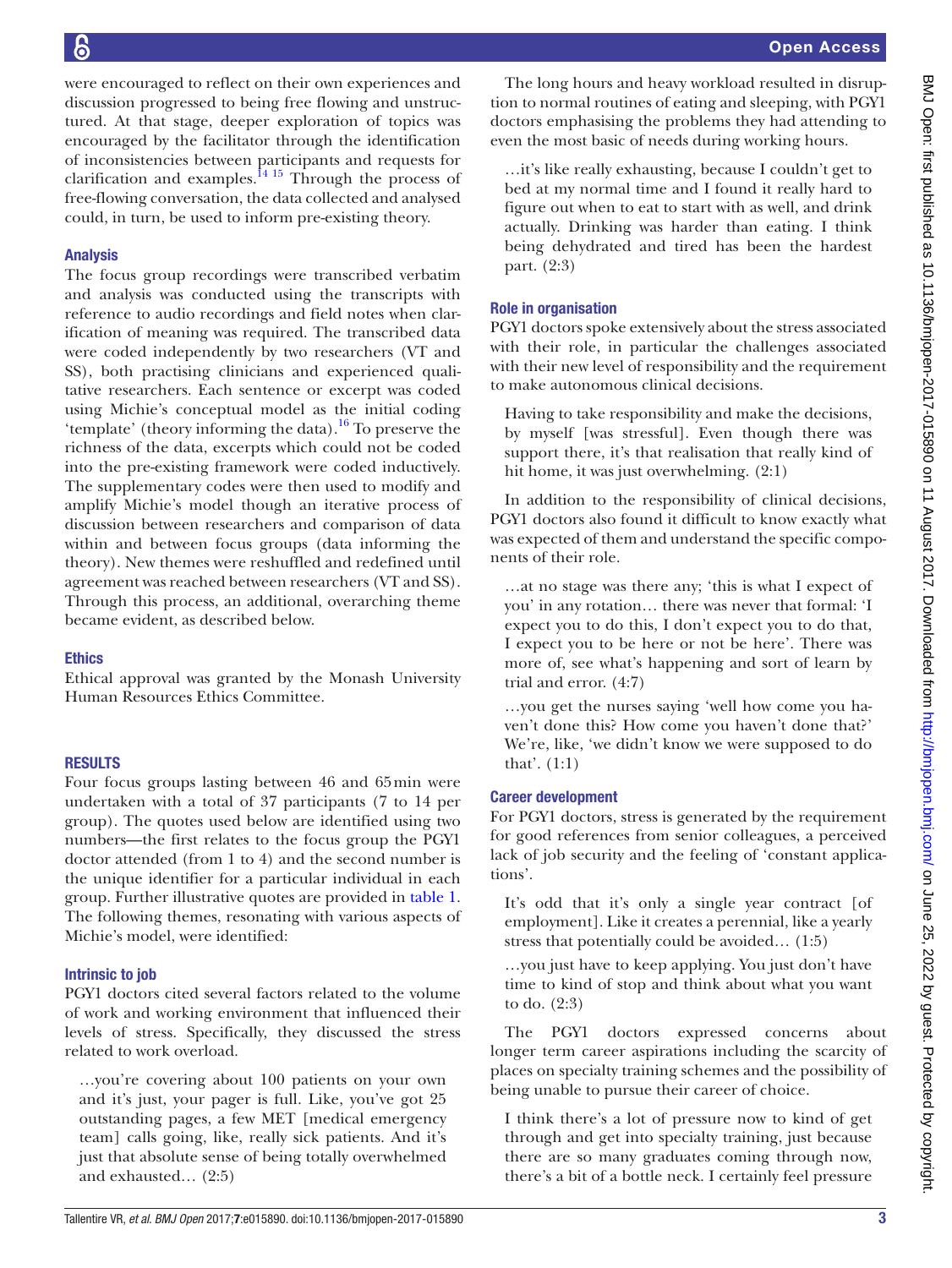were encouraged to reflect on their own experiences and discussion progressed to being free flowing and unstructured. At that stage, deeper exploration of topics was encouraged by the facilitator through the identification of inconsistencies between participants and requests for clarification and examples.[14 15] Through the process of free-flowing conversation, the data collected and analysed could, in turn, be used to inform pre-existing theory.

### Analysis

The focus group recordings were transcribed verbatim and analysis was conducted using the transcripts with reference to audio recordings and field notes when clarification of meaning was required. The transcribed data were coded independently by two researchers (VT and SS), both practising clinicians and experienced qualitative researchers. Each sentence or excerpt was coded using Michie's conceptual model as the initial coding 'template' (theory informing the data).[16] To preserve the richness of the data, excerpts which could not be coded into the pre-existing framework were coded inductively. The supplementary codes were then used to modify and amplify Michie's model though an iterative process of discussion between researchers and comparison of data within and between focus groups (data informing the theory). New themes were reshuffled and redefined until agreement was reached between researchers (VT and SS). Through this process, an additional, overarching theme became evident, as described below.

### Ethics

Ethical approval was granted by the Monash University Human Resources Ethics Committee.

## RESULTS

Four focus groups lasting between 46 and 65 min were undertaken with a total of 37 participants (7 to 14 per group). The quotes used below are identified using two numbers—the first relates to the focus group the PGY1 doctor attended (from 1 to 4) and the second number is the unique identifier for a particular individual in each group. Further illustrative quotes are provided in table 1. The following themes, resonating with various aspects of Michie's model, were identified:

### Intrinsic to job

PGY1 doctors cited several factors related to the volume of work and working environment that influenced their levels of stress. Specifically, they discussed the stress related to work overload.

> …you're covering about 100 patients on your own and it's just, your pager is full. Like, you've got 25 outstanding pages, a few MET [medical emergency team] calls going, like, really sick patients. And it's just that absolute sense of being totally overwhelmed and exhausted… (2:5)

The long hours and heavy workload resulted in disruption to normal routines of eating and sleeping, with PGY1 doctors emphasising the problems they had attending to even the most basic of needs during working hours.

> …it's like really exhausting, because I couldn't get to bed at my normal time and I found it really hard to figure out when to eat to start with as well, and drink actually. Drinking was harder than eating. I think being dehydrated and tired has been the hardest part. (2:3)

### Role in organisation

PGY1 doctors spoke extensively about the stress associated with their role, in particular the challenges associated with their new level of responsibility and the requirement to make autonomous clinical decisions.

> Having to take responsibility and make the decisions, by myself [was stressful]. Even though there was support there, it's that realisation that really kind of hit home, it was just overwhelming. (2:1)

In addition to the responsibility of clinical decisions, PGY1 doctors also found it difficult to know exactly what was expected of them and understand the specific components of their role.

> …at no stage was there any; 'this is what I expect of you' in any rotation… there was never that formal: 'I expect you to do this, I don't expect you to do that, I expect you to be here or not be here'. There was more of, see what's happening and sort of learn by trial and error. (4:7)

> …you get the nurses saying 'well how come you haven't done this? How come you haven't done that?' We're, like, 'we didn't know we were supposed to do that'. (1:1)

### Career development

For PGY1 doctors, stress is generated by the requirement for good references from senior colleagues, a perceived lack of job security and the feeling of 'constant applications'.

> It's odd that it's only a single year contract [of employment]. Like it creates a perennial, like a yearly stress that potentially could be avoided… (1:5)

> …you just have to keep applying. You just don't have time to kind of stop and think about what you want to do. (2:3)

The PGY1 doctors expressed concerns about longer term career aspirations including the scarcity of places on specialty training schemes and the possibility of being unable to pursue their career of choice.

> I think there's a lot of pressure now to kind of get through and get into specialty training, just because there are so many graduates coming through now, there's a bit of a bottle neck. I certainly feel pressure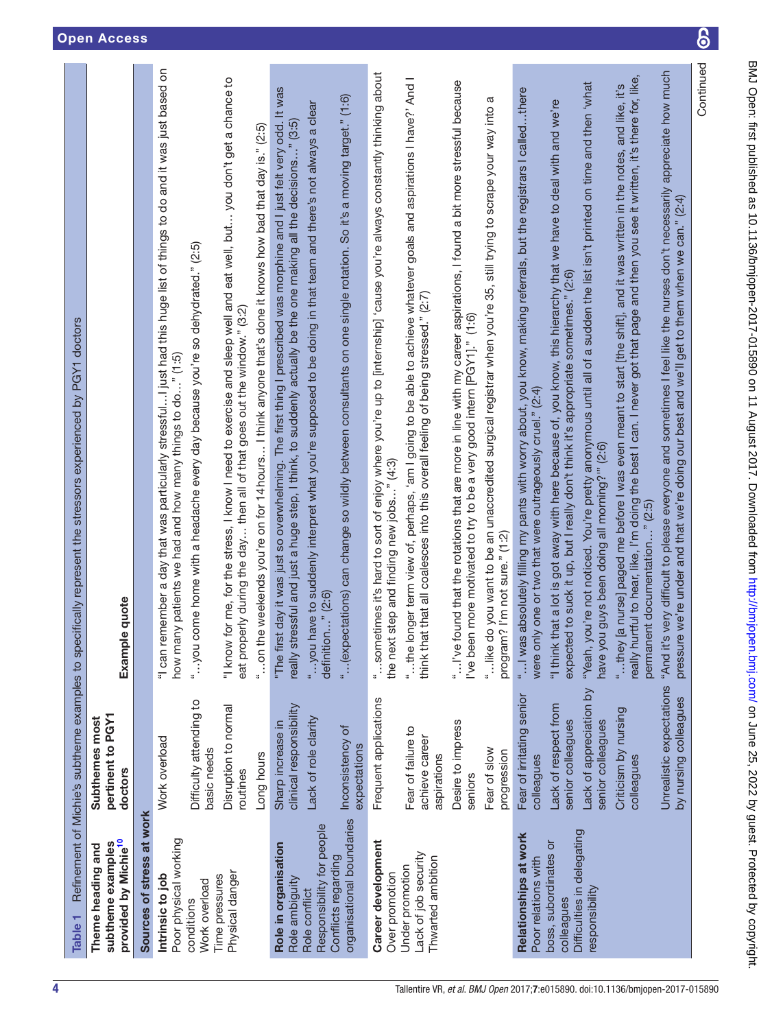**Table 1** Refinement of Michie's subtheme examples to specifically represent the stressors experienced by PGY1 doctors

| Theme heading and subtheme examples provided by Michie[10] | Subthemes most pertinent to PGY1 doctors | Example quote |
|---|---|---|
| **Sources of stress at work** | | |
| **Intrinsic to job**<br>Poor physical working conditions<br>Work overload<br>Time pressures<br>Physical danger | Work overload | "I can remember a day that was particularly stressful…I just had this huge list of things to do and it was just based on how many patients we had and how many things to do…" (1:5) |
| | Difficulty attending to basic needs | "…you come home with a headache every day because you're so dehydrated." (2:5) |
| | Disruption to normal routines | "I know for me, for the stress, I know I need to exercise and sleep well and eat well, but… you don't get a chance to eat properly during the day… then all of that goes out the window." (3:2) |
| | Long hours | "…on the weekends you're on for 14hours… I think anyone that's done it knows how bad that day is." (2:5) |
| **Role in organisation**<br>Role ambiguity<br>Role conflict<br>Responsibility for people<br>Conflicts regarding organisational boundaries | Sharp increase in clinical responsibility | "The first day it was just so overwhelming. The first thing I prescribed was morphine and I just felt very odd. It was really stressful and just a huge step, I think, to suddenly actually be the one making all the decisions…" (3:5) |
| | Lack of role clarity | "…you have to suddenly interpret what you're supposed to be doing in that team and there's not always a clear definition…" (2:6) |
| | Inconsistency of expectations | "…(expectations) can change so wildly between consultants on one single rotation. So it's a moving target." (1:6) |
| **Career development**<br>Over promotion<br>Under promotion<br>Lack of job security<br>Thwarted ambition | Frequent applications | "…sometimes it's hard to sort of enjoy where you're up to [internship] 'cause you're always constantly thinking about the next step and finding new jobs…" (4:3) |
| | Fear of failure to achieve career aspirations | "…the longer term view of, perhaps, 'am I going to be able to achieve whatever goals and aspirations I have?' And I think that that all coalesces into this overall feeling of being stressed." (2:7) |
| | Desire to impress seniors | "…I've found that the rotations that are more in line with my career aspirations, I found a bit more stressful because I've been more motivated to try to be a very good intern [PGY1]." (1:6) |
| | Fear of slow progression | "…like do you want to be an unaccredited surgical registrar when you're 35, still trying to scrape your way into a program? I'm not sure." (1:2) |
| **Relationships at work**<br>Poor relations with boss, subordinates or colleagues<br>Difficulties in delegating responsibility | Fear of irritating senior colleagues | "…I was absolutely filling my pants with worry about, you know, making referrals, but the registrars I called…there were only one or two that were outrageously cruel." (2:4) |
| | Lack of respect from senior colleagues | "I think that a lot is got away with here because of, you know, this hierarchy that we have to deal with and we're expected to suck it up, but I really don't think it's appropriate sometimes." (2:6) |
| | Lack of appreciation by senior colleagues | "Yeah, you're not noticed. You're pretty anonymous until all of a sudden the list isn't printed on time and then 'what have you guys been doing all morning?'" (2:6) |
| | Criticism by nursing colleagues | "…they [a nurse] paged me before I was even meant to start [the shift], and it was written in the notes, and like, it's really hurtful to hear, like, I'm doing the best I can. I never got that page and then you see it written, it's there for, like, permanent documentation…" (2:5) |
| | Unrealistic expectations by nursing colleagues | "And it's very difficult to please everyone and sometimes I feel like the nurses don't necessarily appreciate how much pressure we're under and that we're doing our best and we'll get to them when we can." (2:4) |

Continued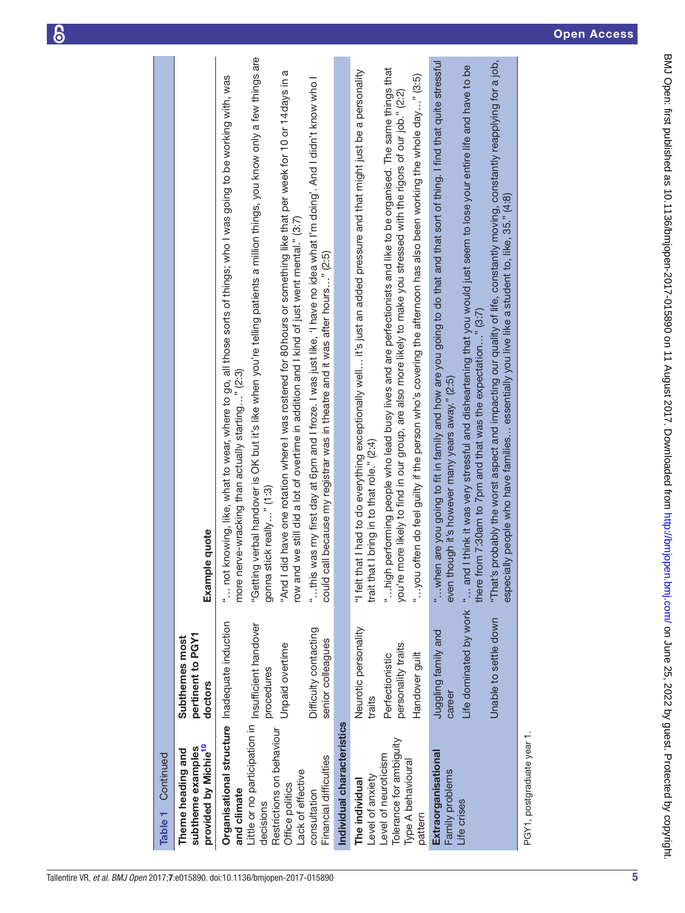**Table 1** Continued

| Theme heading and subtheme examples provided by Michie[10] | Subthemes most pertinent to PGY1 doctors | Example quote |
|---|---|---|
| **Organisational structure and climate**<br>Little or no participation in decisions<br>Restrictions on behaviour<br>Office politics<br>Lack of effective consultation<br>Financial difficulties | Inadequate induction | "… not knowing, like, what to wear, where to go, all those sorts of things; who I was going to be working with, was more nerve-wracking than actually starting…" (2:3) |
| | Insufficient handover procedures | "Getting verbal handover is OK but it's like when you're telling patients a million things, you know only a few things are gonna stick really…" (1:3) |
| | Unpaid overtime | "And I did have one rotation where I was rostered for 80 hours or something like that per week for 10 or 14 days in a row and we still did a lot of overtime in addition and I kind of just went mental." (3:7) |
| | Difficulty contacting senior colleagues | "…this was my first day at 6pm and I froze. I was just like, 'I have no idea what I'm doing'. And I didn't know who I could call because my registrar was in theatre and it was after hours…" (2:5) |
| **Individual characteristics** | | |
| The individual<br>Level of anxiety<br>Level of neuroticism<br>Tolerance for ambiguity<br>Type A behavioural pattern | Neurotic personality traits | "I felt that I had to do everything exceptionally well… it's just an added pressure and that might just be a personality trait that I bring in to that role." (2:4) |
| | Perfectionistic personality traits | "…high performing people who lead busy lives and are perfectionists and like to be organised. The same things that you're more likely to find in our group, are also more likely to make you stressed with the rigors of our job." (2:2) |
| | Handover guilt | "…you often do feel guilty if the person who's covering the afternoon has also been working the whole day…" (3:5) |
| **Extraorganisational**<br>Family problems<br>Life crises | Juggling family and career | "…when are you going to fit in family and how are you going to do that and that sort of thing. I find that quite stressful even though it's however many years away." (2:5) |
| | Life dominated by work | "… and I think it was very stressful and disheartening that you would just seem to lose your entire life and have to be there from 7:30am to 7pm and that was the expectation…" (3:7) |
| | Unable to settle down | "That's probably the worst aspect and impacting our quality of life, constantly moving, constantly reapplying for a job, especially people who have families… essentially you live like a student to, like, 35." (4:8) |

PGY1, postgraduate year 1.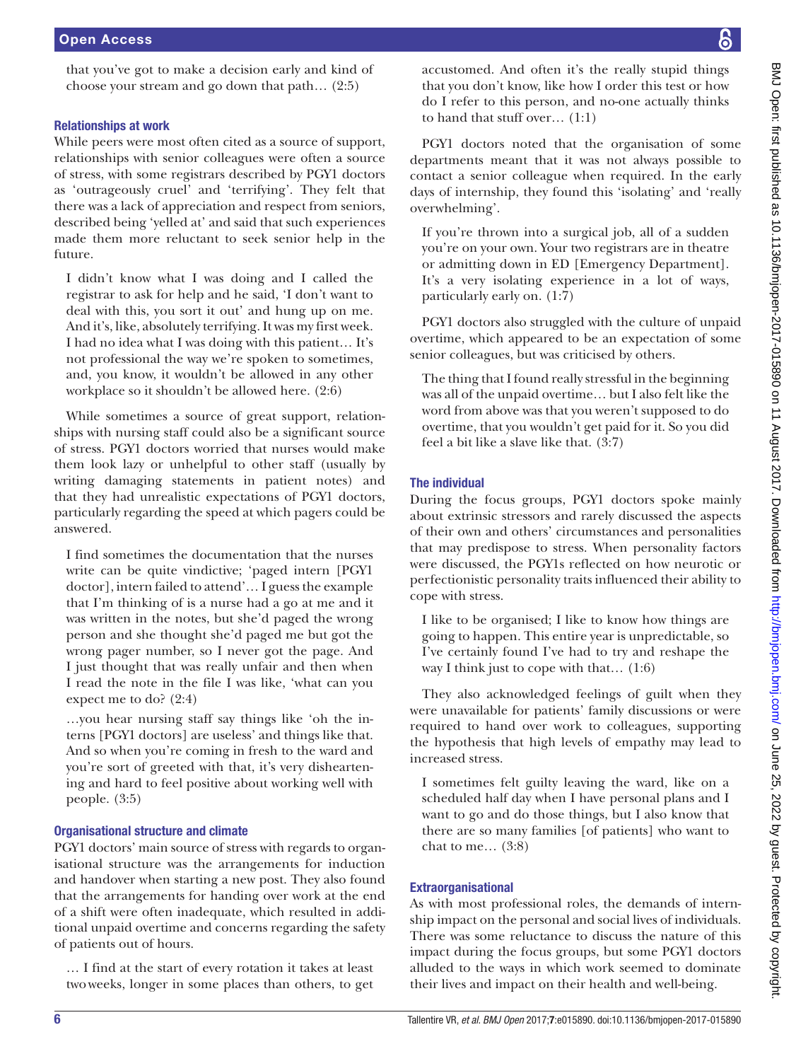that you've got to make a decision early and kind of choose your stream and go down that path… (2:5)

### Relationships at work

While peers were most often cited as a source of support, relationships with senior colleagues were often a source of stress, with some registrars described by PGY1 doctors as 'outrageously cruel' and 'terrifying'. They felt that there was a lack of appreciation and respect from seniors, described being 'yelled at' and said that such experiences made them more reluctant to seek senior help in the future.

> I didn't know what I was doing and I called the registrar to ask for help and he said, 'I don't want to deal with this, you sort it out' and hung up on me. And it's, like, absolutely terrifying. It was my first week. I had no idea what I was doing with this patient… It's not professional the way we're spoken to sometimes, and, you know, it wouldn't be allowed in any other workplace so it shouldn't be allowed here. (2:6)

While sometimes a source of great support, relationships with nursing staff could also be a significant source of stress. PGY1 doctors worried that nurses would make them look lazy or unhelpful to other staff (usually by writing damaging statements in patient notes) and that they had unrealistic expectations of PGY1 doctors, particularly regarding the speed at which pagers could be answered.

> I find sometimes the documentation that the nurses write can be quite vindictive; 'paged intern [PGY1 doctor], intern failed to attend'… I guess the example that I'm thinking of is a nurse had a go at me and it was written in the notes, but she'd paged the wrong person and she thought she'd paged me but got the wrong pager number, so I never got the page. And I just thought that was really unfair and then when I read the note in the file I was like, 'what can you expect me to do? (2:4)

> …you hear nursing staff say things like 'oh the interns [PGY1 doctors] are useless' and things like that. And so when you're coming in fresh to the ward and you're sort of greeted with that, it's very disheartening and hard to feel positive about working well with people. (3:5)

### Organisational structure and climate

PGY1 doctors' main source of stress with regards to organisational structure was the arrangements for induction and handover when starting a new post. They also found that the arrangements for handing over work at the end of a shift were often inadequate, which resulted in additional unpaid overtime and concerns regarding the safety of patients out of hours.

> … I find at the start of every rotation it takes at least two weeks, longer in some places than others, to get accustomed. And often it's the really stupid things that you don't know, like how I order this test or how do I refer to this person, and no-one actually thinks to hand that stuff over… (1:1)

PGY1 doctors noted that the organisation of some departments meant that it was not always possible to contact a senior colleague when required. In the early days of internship, they found this 'isolating' and 'really overwhelming'.

> If you're thrown into a surgical job, all of a sudden you're on your own. Your two registrars are in theatre or admitting down in ED [Emergency Department]. It's a very isolating experience in a lot of ways, particularly early on. (1:7)

PGY1 doctors also struggled with the culture of unpaid overtime, which appeared to be an expectation of some senior colleagues, but was criticised by others.

> The thing that I found really stressful in the beginning was all of the unpaid overtime… but I also felt like the word from above was that you weren't supposed to do overtime, that you wouldn't get paid for it. So you did feel a bit like a slave like that. (3:7)

### The individual

During the focus groups, PGY1 doctors spoke mainly about extrinsic stressors and rarely discussed the aspects of their own and others' circumstances and personalities that may predispose to stress. When personality factors were discussed, the PGY1s reflected on how neurotic or perfectionistic personality traits influenced their ability to cope with stress.

> I like to be organised; I like to know how things are going to happen. This entire year is unpredictable, so I've certainly found I've had to try and reshape the way I think just to cope with that… (1:6)

They also acknowledged feelings of guilt when they were unavailable for patients' family discussions or were required to hand over work to colleagues, supporting the hypothesis that high levels of empathy may lead to increased stress.

> I sometimes felt guilty leaving the ward, like on a scheduled half day when I have personal plans and I want to go and do those things, but I also know that there are so many families [of patients] who want to chat to me… (3:8)

### Extraorganisational

As with most professional roles, the demands of internship impact on the personal and social lives of individuals. There was some reluctance to discuss the nature of this impact during the focus groups, but some PGY1 doctors alluded to the ways in which work seemed to dominate their lives and impact on their health and well-being.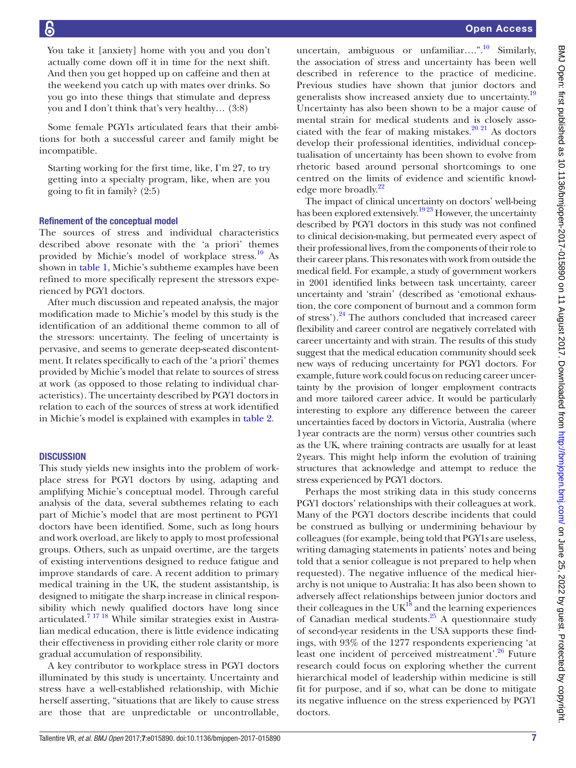You take it [anxiety] home with you and you don't actually come down off it in time for the next shift. And then you get hopped up on caffeine and then at the weekend you catch up with mates over drinks. So you go into these things that stimulate and depress you and I don't think that's very healthy… (3:8)

Some female PGY1s articulated fears that their ambitions for both a successful career and family might be incompatible.

Starting working for the first time, like, I'm 27, to try getting into a specialty program, like, when are you going to fit in family? (2:5)

### Refinement of the conceptual model

The sources of stress and individual characteristics described above resonate with the 'a priori' themes provided by Michie's model of workplace stress.[10] As shown in table 1, Michie's subtheme examples have been refined to more specifically represent the stressors experienced by PGY1 doctors.

After much discussion and repeated analysis, the major modification made to Michie's model by this study is the identification of an additional theme common to all of the stressors: uncertainty. The feeling of uncertainty is pervasive, and seems to generate deep-seated discontentment. It relates specifically to each of the 'a priori' themes provided by Michie's model that relate to sources of stress at work (as opposed to those relating to individual characteristics). The uncertainty described by PGY1 doctors in relation to each of the sources of stress at work identified in Michie's model is explained with examples in table 2.

## DISCUSSION

This study yields new insights into the problem of workplace stress for PGY1 doctors by using, adapting and amplifying Michie's conceptual model. Through careful analysis of the data, several subthemes relating to each part of Michie's model that are most pertinent to PGY1 doctors have been identified. Some, such as long hours and work overload, are likely to apply to most professional groups. Others, such as unpaid overtime, are the targets of existing interventions designed to reduce fatigue and improve standards of care. A recent addition to primary medical training in the UK, the student assistantship, is designed to mitigate the sharp increase in clinical responsibility which newly qualified doctors have long since articulated.[7 17 18] While similar strategies exist in Australian medical education, there is little evidence indicating their effectiveness in providing either role clarity or more gradual accumulation of responsibility.

A key contributor to workplace stress in PGY1 doctors illuminated by this study is uncertainty. Uncertainty and stress have a well-established relationship, with Michie herself asserting, "situations that are likely to cause stress are those that are unpredictable or uncontrollable, uncertain, ambiguous or unfamiliar….".[10] Similarly, the association of stress and uncertainty has been well described in reference to the practice of medicine. Previous studies have shown that junior doctors and generalists show increased anxiety due to uncertainty.[19] Uncertainty has also been shown to be a major cause of mental strain for medical students and is closely associated with the fear of making mistakes.[20 21] As doctors develop their professional identities, individual conceptualisation of uncertainty has been shown to evolve from rhetoric based around personal shortcomings to one centred on the limits of evidence and scientific knowledge more broadly.[22]

The impact of clinical uncertainty on doctors' well-being has been explored extensively.[19 23] However, the uncertainty described by PGY1 doctors in this study was not confined to clinical decision-making, but permeated every aspect of their professional lives, from the components of their role to their career plans. This resonates with work from outside the medical field. For example, a study of government workers in 2001 identified links between task uncertainty, career uncertainty and 'strain' (described as 'emotional exhaustion, the core component of burnout and a common form of stress').[24] The authors concluded that increased career flexibility and career control are negatively correlated with career uncertainty and with strain. The results of this study suggest that the medical education community should seek new ways of reducing uncertainty for PGY1 doctors. For example, future work could focus on reducing career uncertainty by the provision of longer employment contracts and more tailored career advice. It would be particularly interesting to explore any difference between the career uncertainties faced by doctors in Victoria, Australia (where 1year contracts are the norm) versus other countries such as the UK, where training contracts are usually for at least 2years. This might help inform the evolution of training structures that acknowledge and attempt to reduce the stress experienced by PGY1 doctors.

Perhaps the most striking data in this study concerns PGY1 doctors' relationships with their colleagues at work. Many of the PGY1 doctors describe incidents that could be construed as bullying or undermining behaviour by colleagues (for example, being told that PGY1s are useless, writing damaging statements in patients' notes and being told that a senior colleague is not prepared to help when requested). The negative influence of the medical hierarchy is not unique to Australia: It has also been shown to adversely affect relationships between junior doctors and their colleagues in the UK[18] and the learning experiences of Canadian medical students.[25] A questionnaire study of second-year residents in the USA supports these findings, with 93% of the 1277 respondents experiencing 'at least one incident of perceived mistreatment'.[26] Future research could focus on exploring whether the current hierarchical model of leadership within medicine is still fit for purpose, and if so, what can be done to mitigate its negative influence on the stress experienced by PGY1 doctors.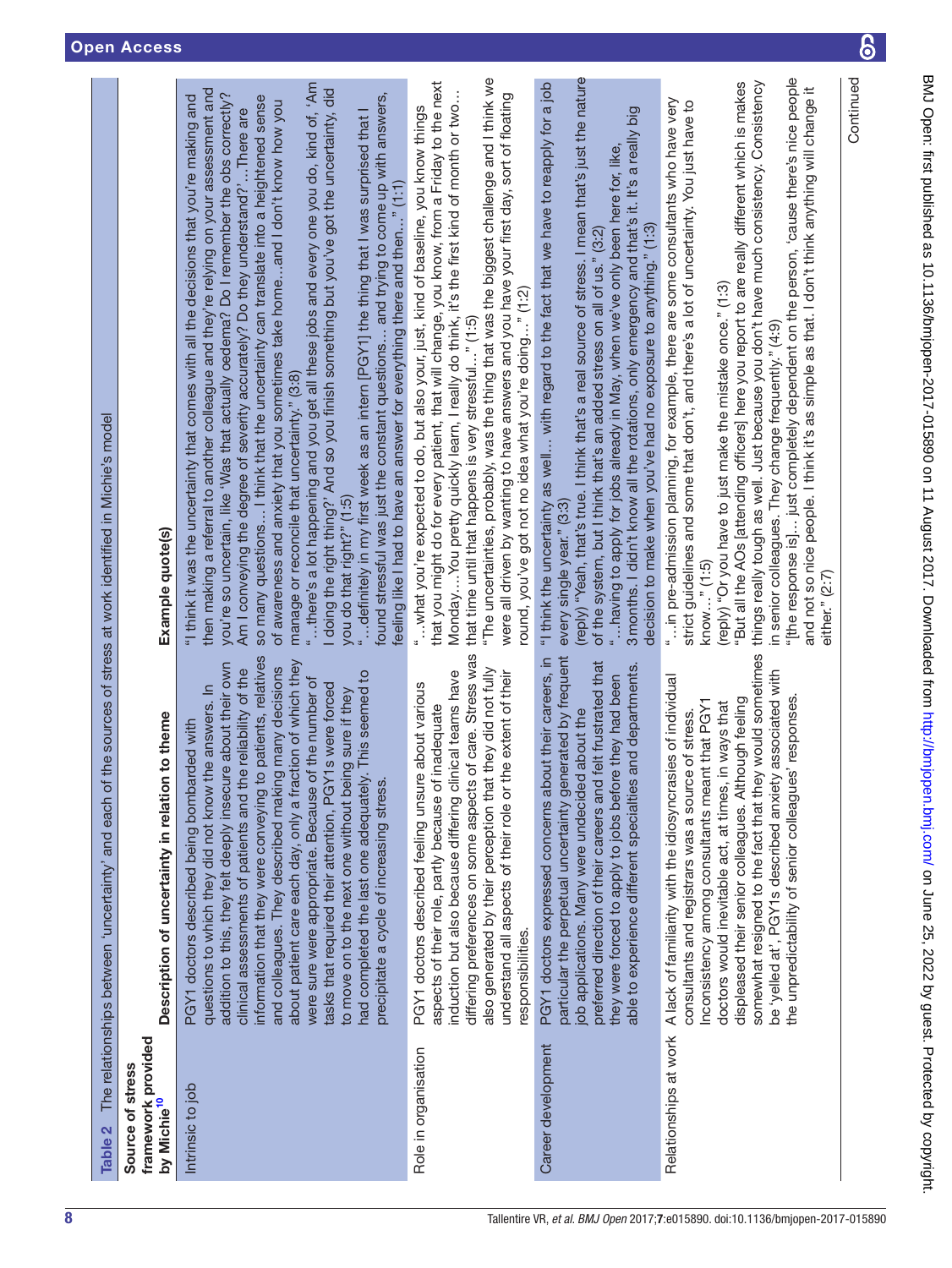**Table 2** The relationships between 'uncertainty' and each of the sources of stress at work identified in Michie's model

| Source of stress framework provided by Michie[10] | Description of uncertainty in relation to theme | Example quote(s) |
|---|---|---|
| Intrinsic to job | PGY1 doctors described being bombarded with questions to which they did not know the answers. In addition to this, they felt deeply insecure about their own clinical assessments of patients and the reliability of the information that they were conveying to patients, relatives and colleagues. They described making many decisions about patient care each day, only a fraction of which they were sure were appropriate. Because of the number of tasks that required their attention, PGY1s were forced to move on to the next one without being sure if they had completed the last one adequately. This seemed to precipitate a cycle of increasing stress. | "I think it was the uncertainty that comes with all the decisions that you're making and then making a referral to another colleague and they're relying on your assessment and you're so uncertain, like 'Was that actually oedema? Do I remember the obs correctly? Am I conveying the degree of severity accurately? Do they understand?' …There are so many questions… I think that the uncertainty can translate into a heightened sense of awareness and anxiety that you sometimes take home…and I don't know how you manage or reconcile that uncertainty." (3:8)<br>"…there's a lot happening and you get all these jobs and every one you do, kind of, 'Am I doing the right thing?' And so you finish something but you've got the uncertainty, did you do that right?" (1:5)<br>"…definitely in my first week as an intern [PGY1] the thing that I was surprised that I found stressful was just the constant questions… and trying to come up with answers, feeling like I had to have an answer for everything there and then…" (1:1) |
| Role in organisation | PGY1 doctors described feeling unsure about various aspects of their role, partly because of inadequate induction but also because differing clinical teams have differing preferences on some aspects of care. Stress was also generated by their perception that they did not fully understand all aspects of their role or the extent of their responsibilities. | "…what you're expected to do, but also your, just, kind of baseline, you know things that you might do for every patient, that will change, you know, from a Friday to the next Monday….You pretty quickly learn, I really do think, it's the first kind of month or two… that time until that happens is very stressful…" (1:5)<br>"The uncertainties, probably, was the thing that was the biggest challenge and I think we were all driven by wanting to have answers and you have your first day, sort of floating round, you've got not no idea what you're doing…" (1:2) |
| Career development | PGY1 doctors expressed concerns about their careers, in particular the perpetual uncertainty generated by frequent job applications. Many were undecided about the preferred direction of their careers and felt frustrated that they were forced to apply to jobs before they had been able to experience different specialties and departments. | "I think the uncertainty as well… with regard to the fact that we have to reapply for a job every single year." (3:3)<br>(reply) "Yeah, that's true. I think that's a real source of stress. I mean that's just the nature of the system, but I think that's an added stress on all of us." (3:2)<br>"…having to apply for jobs already in May, when we've only been here for, like, 3 months. I didn't know all the rotations, only emergency and that's it. It's a really big decision to make when you've had no exposure to anything." (1:3) |
| Relationships at work | A lack of familiarity with the idiosyncrasies of individual consultants and registrars was a source of stress. Inconsistency among consultants meant that PGY1 doctors would inevitable act, at times, in ways that displeased their senior colleagues. Although feeling somewhat resigned to the fact that they would sometimes be 'yelled at', PGY1s described anxiety associated with the unpredictability of senior colleagues' responses. | "…in pre-admission planning, for example, there are some consultants who have very strict guidelines and some that don't, and there's a lot of uncertainty. You just have to know…" (1:5)<br>(reply) "Or you have to just make the mistake once." (1:3)<br>"But all the AOs [attending officers] here you report to are really different which is makes things really tough as well. Just because you don't have much consistency. Consistency in senior colleagues. They change frequently." (4:9)<br>"[the response is]… just completely dependent on the person, 'cause there's nice people and not so nice people. I think it's as simple as that. I don't think anything will change it either." (2:7) |

Continued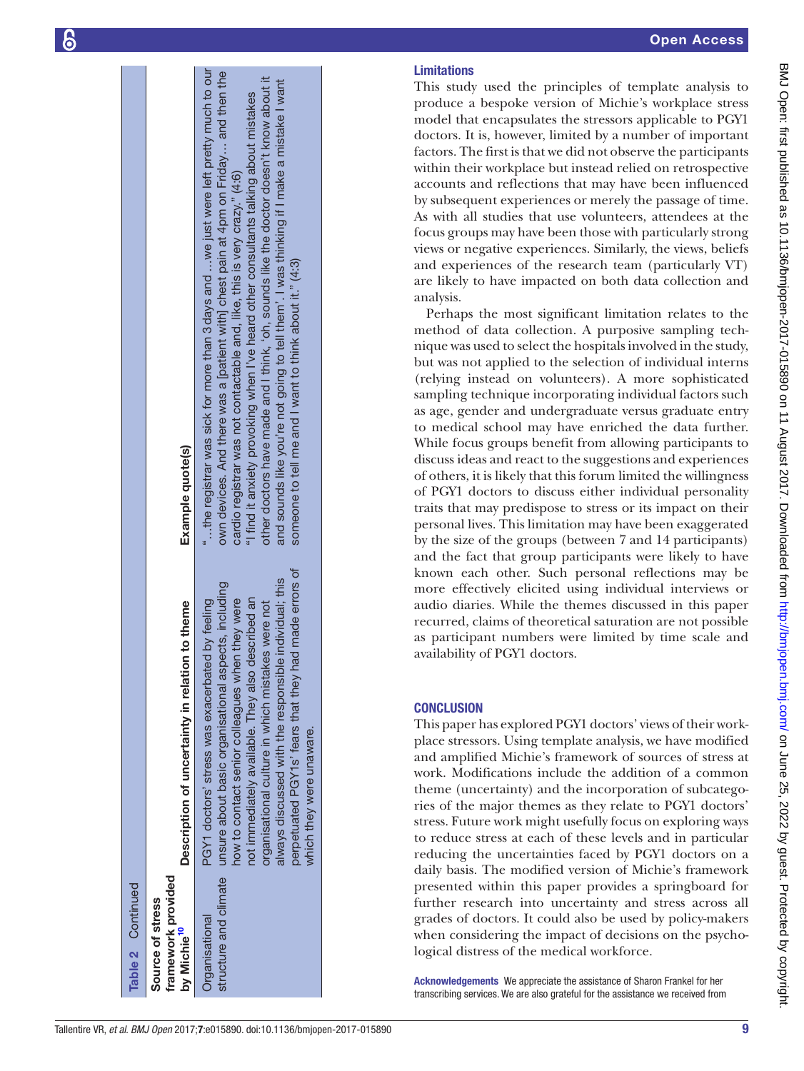**Table 2** Continued

| Source of stress framework provided by Michie[10] | Description of uncertainty in relation to theme | Example quote(s) |
|---|---|---|
| Organisational structure and climate | PGY1 doctors' stress was exacerbated by feeling unsure about basic organisational aspects, including how to contact senior colleagues when they were not immediately available. They also described an organisational culture in which mistakes were not always discussed with the responsible individual; this perpetuated PGY1s' fears that they had made errors of which they were unaware. | "…the registrar was sick for more than 3 days and …we just were left pretty much to our own devices. And there was a [patient with] chest pain at 4pm on Friday… and then the cardio registrar was not contactable and, like, this is very crazy." (4:6)<br>"I find it anxiety provoking when I've heard other consultants talking about mistakes other doctors have made and I think, 'oh, sounds like the doctor doesn't know about it and sounds like you're not going to tell them'. I was thinking if I make a mistake I want someone to tell me and I want to think about it." (4:3) |

## Limitations

This study used the principles of template analysis to produce a bespoke version of Michie's workplace stress model that encapsulates the stressors applicable to PGY1 doctors. It is, however, limited by a number of important factors. The first is that we did not observe the participants within their workplace but instead relied on retrospective accounts and reflections that may have been influenced by subsequent experiences or merely the passage of time. As with all studies that use volunteers, attendees at the focus groups may have been those with particularly strong views or negative experiences. Similarly, the views, beliefs and experiences of the research team (particularly VT) are likely to have impacted on both data collection and analysis.

Perhaps the most significant limitation relates to the method of data collection. A purposive sampling technique was used to select the hospitals involved in the study, but was not applied to the selection of individual interns (relying instead on volunteers). A more sophisticated sampling technique incorporating individual factors such as age, gender and undergraduate versus graduate entry to medical school may have enriched the data further. While focus groups benefit from allowing participants to discuss ideas and react to the suggestions and experiences of others, it is likely that this forum limited the willingness of PGY1 doctors to discuss either individual personality traits that may predispose to stress or its impact on their personal lives. This limitation may have been exaggerated by the size of the groups (between 7 and 14 participants) and the fact that group participants were likely to have known each other. Such personal reflections may be more effectively elicited using individual interviews or audio diaries. While the themes discussed in this paper recurred, claims of theoretical saturation are not possible as participant numbers were limited by time scale and availability of PGY1 doctors.

## CONCLUSION

This paper has explored PGY1 doctors' views of their workplace stressors. Using template analysis, we have modified and amplified Michie's framework of sources of stress at work. Modifications include the addition of a common theme (uncertainty) and the incorporation of subcategories of the major themes as they relate to PGY1 doctors' stress. Future work might usefully focus on exploring ways to reduce stress at each of these levels and in particular reducing the uncertainties faced by PGY1 doctors on a daily basis. The modified version of Michie's framework presented within this paper provides a springboard for further research into uncertainty and stress across all grades of doctors. It could also be used by policy-makers when considering the impact of decisions on the psychological distress of the medical workforce.

**Acknowledgements** We appreciate the assistance of Sharon Frankel for her transcribing services. We are also grateful for the assistance we received from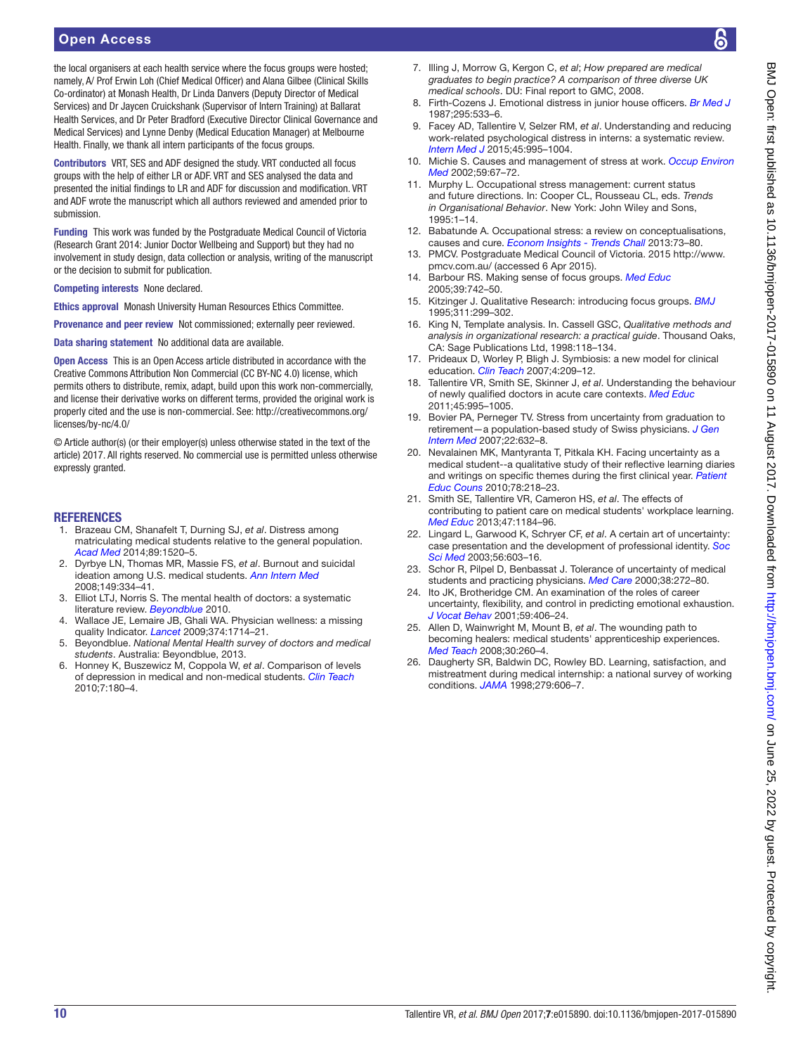the local organisers at each health service where the focus groups were hosted; namely, A/ Prof Erwin Loh (Chief Medical Officer) and Alana Gilbee (Clinical Skills Co-ordinator) at Monash Health, Dr Linda Danvers (Deputy Director of Medical Services) and Dr Jaycen Cruickshank (Supervisor of Intern Training) at Ballarat Health Services, and Dr Peter Bradford (Executive Director Clinical Governance and Medical Services) and Lynne Denby (Medical Education Manager) at Melbourne Health. Finally, we thank all intern participants of the focus groups.

**Contributors** VRT, SES and ADF designed the study. VRT conducted all focus groups with the help of either LR or ADF. VRT and SES analysed the data and presented the initial findings to LR and ADF for discussion and modification. VRT and ADF wrote the manuscript which all authors reviewed and amended prior to submission.

**Funding** This work was funded by the Postgraduate Medical Council of Victoria (Research Grant 2014: Junior Doctor Wellbeing and Support) but they had no involvement in study design, data collection or analysis, writing of the manuscript or the decision to submit for publication.

**Competing interests** None declared.

**Ethics approval** Monash University Human Resources Ethics Committee.

**Provenance and peer review** Not commissioned; externally peer reviewed.

**Data sharing statement** No additional data are available.

**Open Access** This is an Open Access article distributed in accordance with the Creative Commons Attribution Non Commercial (CC BY-NC 4.0) license, which permits others to distribute, remix, adapt, build upon this work non-commercially, and license their derivative works on different terms, provided the original work is properly cited and the use is non-commercial. See: http://creativecommons.org/licenses/by-nc/4.0/

© Article author(s) (or their employer(s) unless otherwise stated in the text of the article) 2017. All rights reserved. No commercial use is permitted unless otherwise expressly granted.

## REFERENCES

1. Brazeau CM, Shanafelt T, Durning SJ, *et al*. Distress among matriculating medical students relative to the general population. *Acad Med* 2014;89:1520–5.
2. Dyrbye LN, Thomas MR, Massie FS, *et al*. Burnout and suicidal ideation among U.S. medical students. *Ann Intern Med* 2008;149:334–41.
3. Elliot LTJ, Norris S. The mental health of doctors: a systematic literature review. *Beyondblue* 2010.
4. Wallace JE, Lemaire JB, Ghali WA. Physician wellness: a missing quality Indicator. *Lancet* 2009;374:1714–21.
5. Beyondblue. *National Mental Health survey of doctors and medical students*. Australia: Beyondblue, 2013.
6. Honney K, Buszewicz M, Coppola W, *et al*. Comparison of levels of depression in medical and non-medical students. *Clin Teach* 2010;7:180–4.
7. Illing J, Morrow G, Kergon C, *et al*; *How prepared are medical graduates to begin practice? A comparison of three diverse UK medical schools*. DU: Final report to GMC, 2008.
8. Firth-Cozens J. Emotional distress in junior house officers. *Br Med J* 1987;295:533–6.
9. Facey AD, Tallentire V, Selzer RM, *et al*. Understanding and reducing work-related psychological distress in interns: a systematic review. *Intern Med J* 2015;45:995–1004.
10. Michie S. Causes and management of stress at work. *Occup Environ Med* 2002;59:67–72.
11. Murphy L. Occupational stress management: current status and future directions. In: Cooper CL, Rousseau CL, eds. *Trends in Organisational Behavior*. New York: John Wiley and Sons, 1995:1–14.
12. Babatunde A. Occupational stress: a review on conceptualisations, causes and cure. *Econom Insights - Trends Chall* 2013:73–80.
13. PMCV. Postgraduate Medical Council of Victoria. 2015 http://www.pmcv.com.au/ (accessed 6 Apr 2015).
14. Barbour RS. Making sense of focus groups. *Med Educ* 2005;39:742–50.
15. Kitzinger J. Qualitative Research: introducing focus groups. *BMJ* 1995;311:299–302.
16. King N, Template analysis. In. Cassell GSC, *Qualitative methods and analysis in organizational research: a practical guide*. Thousand Oaks, CA: Sage Publications Ltd, 1998:118–134.
17. Prideaux D, Worley P, Bligh J. Symbiosis: a new model for clinical education. *Clin Teach* 2007;4:209–12.
18. Tallentire VR, Smith SE, Skinner J, *et al*. Understanding the behaviour of newly qualified doctors in acute care contexts. *Med Educ* 2011;45:995–1005.
19. Bovier PA, Perneger TV. Stress from uncertainty from graduation to retirement—a population-based study of Swiss physicians. *J Gen Intern Med* 2007;22:632–8.
20. Nevalainen MK, Mantyranta T, Pitkala KH. Facing uncertainty as a medical student--a qualitative study of their reflective learning diaries and writings on specific themes during the first clinical year. *Patient Educ Couns* 2010;78:218–23.
21. Smith SE, Tallentire VR, Cameron HS, *et al*. The effects of contributing to patient care on medical students' workplace learning. *Med Educ* 2013;47:1184–96.
22. Lingard L, Garwood K, Schryer CF, *et al*. A certain art of uncertainty: case presentation and the development of professional identity. *Soc Sci Med* 2003;56:603–16.
23. Schor R, Pilpel D, Benbassat J. Tolerance of uncertainty of medical students and practicing physicians. *Med Care* 2000;38:272–80.
24. Ito JK, Brotheridge CM. An examination of the roles of career uncertainty, flexibility, and control in predicting emotional exhaustion. *J Vocat Behav* 2001;59:406–24.
25. Allen D, Wainwright M, Mount B, *et al*. The wounding path to becoming healers: medical students' apprenticeship experiences. *Med Teach* 2008;30:260–4.
26. Daugherty SR, Baldwin DC, Rowley BD. Learning, satisfaction, and mistreatment during medical internship: a national survey of working conditions. *JAMA* 1998;279:606–7.